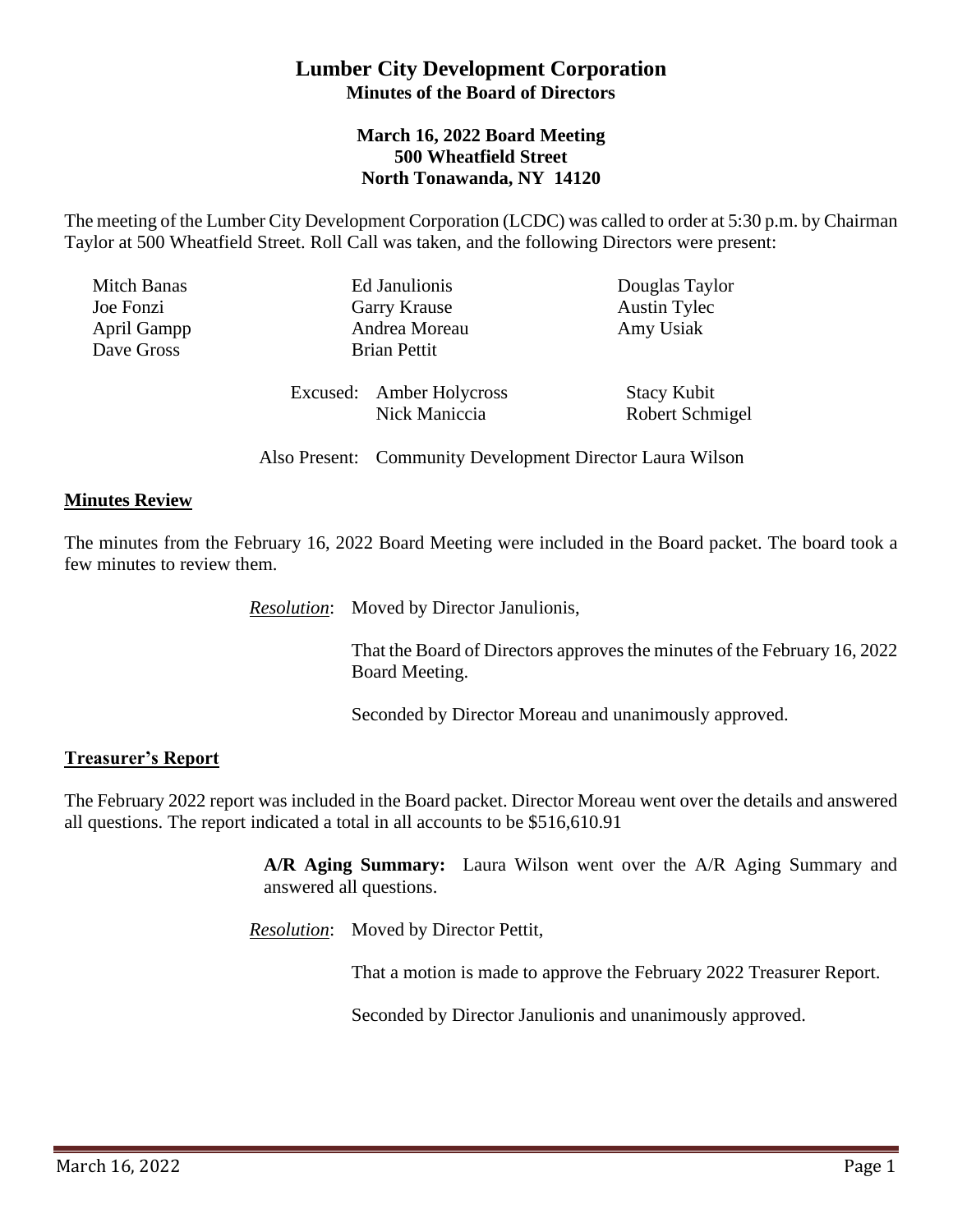# Lumber City Development Corporation

## Minutes of the Board of Directors

### March 16, 2022 Board Meeting
### 500 Wheatfield Street
### North Tonawanda, NY 14120

The meeting of the Lumber City Development Corporation (LCDC) was called to order at 5:30 p.m. by Chairman Taylor at 500 Wheatfield Street. Roll Call was taken, and the following Directors were present:

Mitch Banas
Joe Fonzi
April Gampp
Dave Gross
Ed Janulionis
Garry Krause
Andrea Moreau
Brian Pettit
Douglas Taylor
Austin Tylec
Amy Usiak

Excused: Amber Holycross, Nick Maniccia, Stacy Kubit, Robert Schmigel

Also Present: Community Development Director Laura Wilson

**Minutes Review**

The minutes from the February 16, 2022 Board Meeting were included in the Board packet. The board took a few minutes to review them.

*Resolution*: Moved by Director Janulionis,

That the Board of Directors approves the minutes of the February 16, 2022 Board Meeting.

Seconded by Director Moreau and unanimously approved.

**Treasurer's Report**

The February 2022 report was included in the Board packet. Director Moreau went over the details and answered all questions. The report indicated a total in all accounts to be $516,610.91

**A/R Aging Summary:** Laura Wilson went over the A/R Aging Summary and answered all questions.

*Resolution*: Moved by Director Pettit,

That a motion is made to approve the February 2022 Treasurer Report.

Seconded by Director Janulionis and unanimously approved.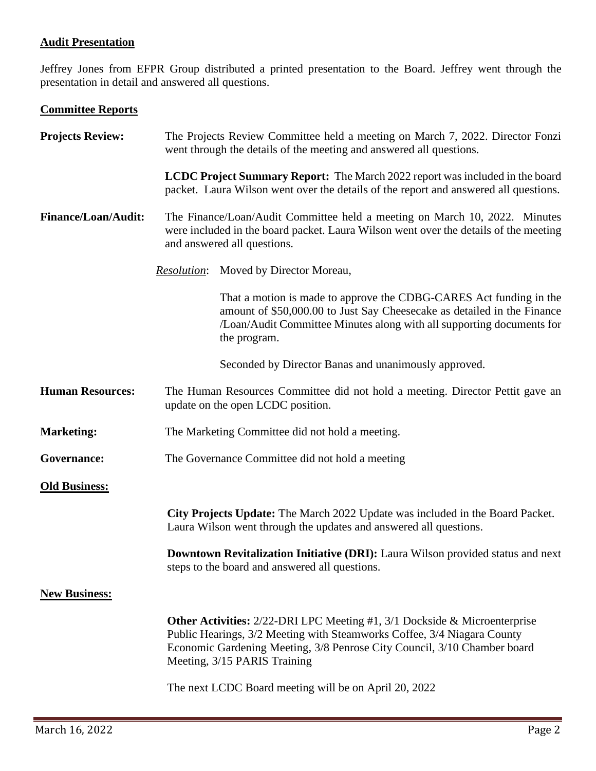**Audit Presentation**

Jeffrey Jones from EFPR Group distributed a printed presentation to the Board. Jeffrey went through the presentation in detail and answered all questions.

**Committee Reports**

**Projects Review:** The Projects Review Committee held a meeting on March 7, 2022. Director Fonzi went through the details of the meeting and answered all questions.

**LCDC Project Summary Report:** The March 2022 report was included in the board packet. Laura Wilson went over the details of the report and answered all questions.

**Finance/Loan/Audit:** The Finance/Loan/Audit Committee held a meeting on March 10, 2022. Minutes were included in the board packet. Laura Wilson went over the details of the meeting and answered all questions.

*Resolution*: Moved by Director Moreau,

That a motion is made to approve the CDBG-CARES Act funding in the amount of $50,000.00 to Just Say Cheesecake as detailed in the Finance /Loan/Audit Committee Minutes along with all supporting documents for the program.

Seconded by Director Banas and unanimously approved.

**Human Resources:** The Human Resources Committee did not hold a meeting. Director Pettit gave an update on the open LCDC position.

**Marketing:** The Marketing Committee did not hold a meeting.

**Governance:** The Governance Committee did not hold a meeting

**Old Business:**

**City Projects Update:** The March 2022 Update was included in the Board Packet. Laura Wilson went through the updates and answered all questions.

**Downtown Revitalization Initiative (DRI):** Laura Wilson provided status and next steps to the board and answered all questions.

**New Business:**

**Other Activities:** 2/22-DRI LPC Meeting #1, 3/1 Dockside & Microenterprise Public Hearings, 3/2 Meeting with Steamworks Coffee, 3/4 Niagara County Economic Gardening Meeting, 3/8 Penrose City Council, 3/10 Chamber board Meeting, 3/15 PARIS Training

The next LCDC Board meeting will be on April 20, 2022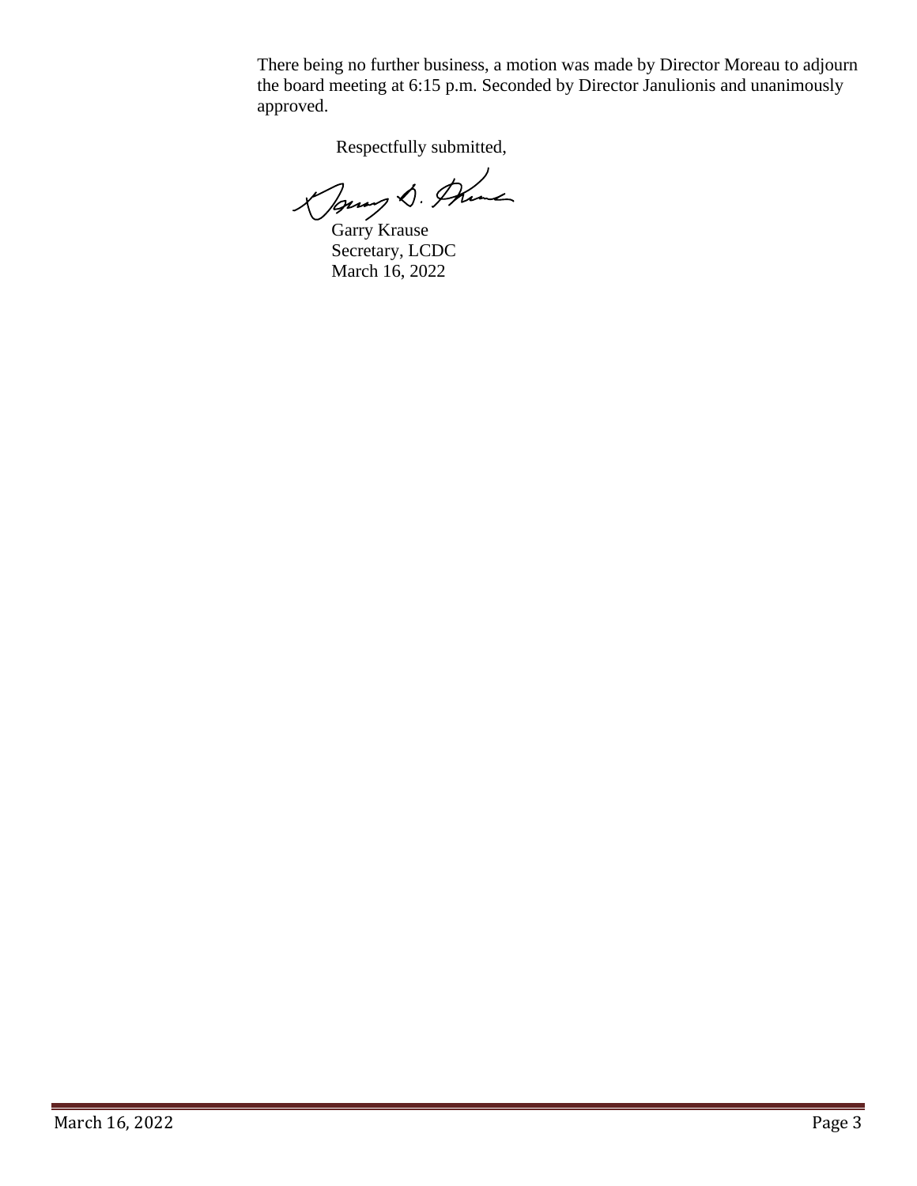There being no further business, a motion was made by Director Moreau to adjourn the board meeting at 6:15 p.m. Seconded by Director Janulionis and unanimously approved.

Respectfully submitted,

Garry Krause
Secretary, LCDC
March 16, 2022